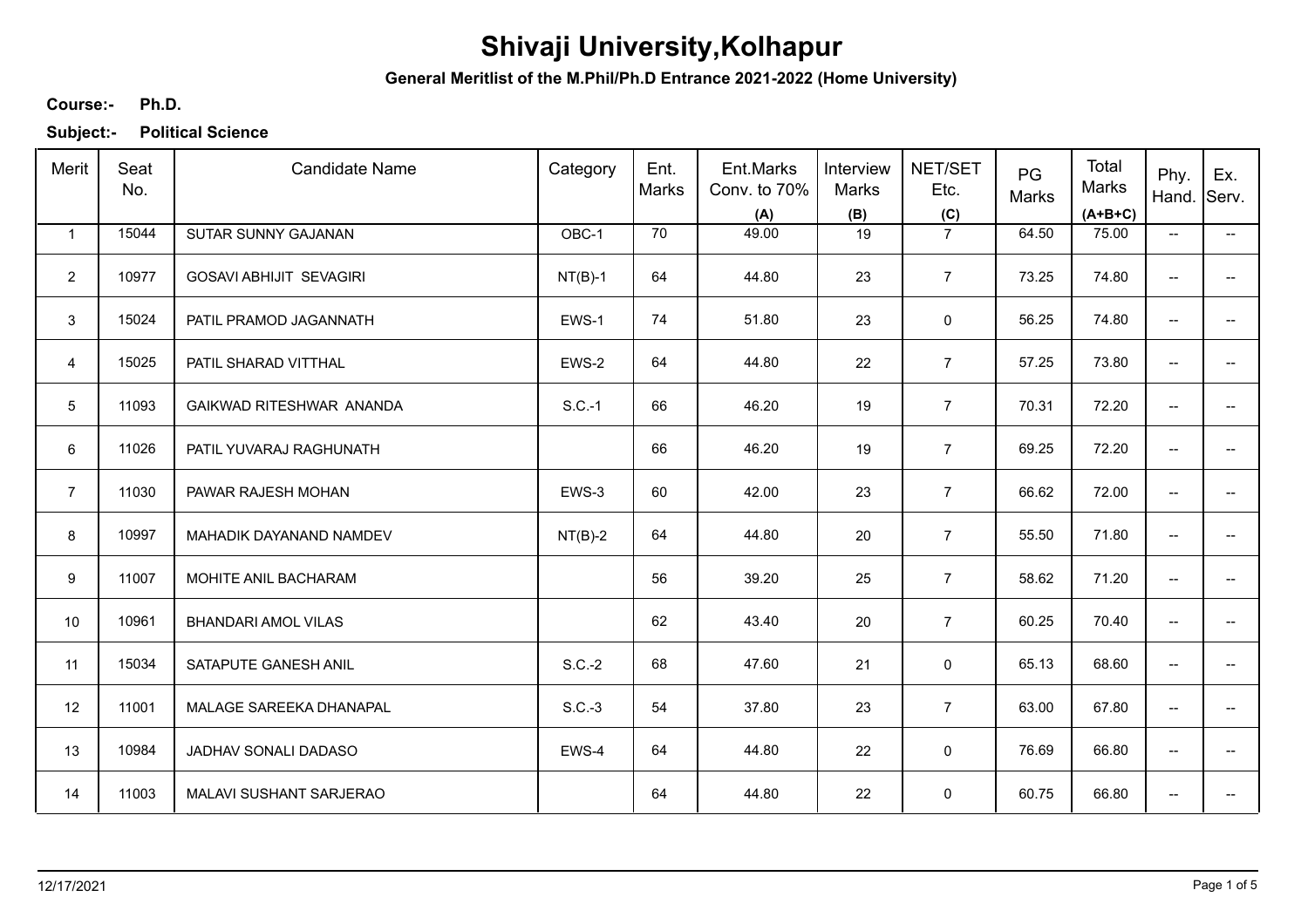# Shivaji University,Kolhapur

**General Meritlist of the M.Phil/Ph.D Entrance 2021-2022 (Home University)**

**Course:-** **Ph.D.**

**Subject:-** **Political Science**

| Merit | Seat No. | Candidate Name | Category | Ent. Marks | Ent.Marks Conv. to 70% (A) | Interview Marks (B) | NET/SET Etc. (C) | PG Marks | Total Marks (A+B+C) | Phy. Hand. | Ex. Serv. |
|---|---|---|---|---|---|---|---|---|---|---|---|
| 1 | 15044 | SUTAR SUNNY GAJANAN | OBC-1 | 70 | 49.00 | 19 | 7 | 64.50 | 75.00 | -- | -- |
| 2 | 10977 | GOSAVI ABHIJIT SEVAGIRI | NT(B)-1 | 64 | 44.80 | 23 | 7 | 73.25 | 74.80 | -- | -- |
| 3 | 15024 | PATIL PRAMOD JAGANNATH | EWS-1 | 74 | 51.80 | 23 | 0 | 56.25 | 74.80 | -- | -- |
| 4 | 15025 | PATIL SHARAD VITTHAL | EWS-2 | 64 | 44.80 | 22 | 7 | 57.25 | 73.80 | -- | -- |
| 5 | 11093 | GAIKWAD RITESHWAR ANANDA | S.C.-1 | 66 | 46.20 | 19 | 7 | 70.31 | 72.20 | -- | -- |
| 6 | 11026 | PATIL YUVARAJ RAGHUNATH | | 66 | 46.20 | 19 | 7 | 69.25 | 72.20 | -- | -- |
| 7 | 11030 | PAWAR RAJESH MOHAN | EWS-3 | 60 | 42.00 | 23 | 7 | 66.62 | 72.00 | -- | -- |
| 8 | 10997 | MAHADIK DAYANAND NAMDEV | NT(B)-2 | 64 | 44.80 | 20 | 7 | 55.50 | 71.80 | -- | -- |
| 9 | 11007 | MOHITE ANIL BACHARAM | | 56 | 39.20 | 25 | 7 | 58.62 | 71.20 | -- | -- |
| 10 | 10961 | BHANDARI AMOL VILAS | | 62 | 43.40 | 20 | 7 | 60.25 | 70.40 | -- | -- |
| 11 | 15034 | SATAPUTE GANESH ANIL | S.C.-2 | 68 | 47.60 | 21 | 0 | 65.13 | 68.60 | -- | -- |
| 12 | 11001 | MALAGE SAREEKA DHANAPAL | S.C.-3 | 54 | 37.80 | 23 | 7 | 63.00 | 67.80 | -- | -- |
| 13 | 10984 | JADHAV SONALI DADASO | EWS-4 | 64 | 44.80 | 22 | 0 | 76.69 | 66.80 | -- | -- |
| 14 | 11003 | MALAVI SUSHANT SARJERAO | | 64 | 44.80 | 22 | 0 | 60.75 | 66.80 | -- | -- |

12/17/2021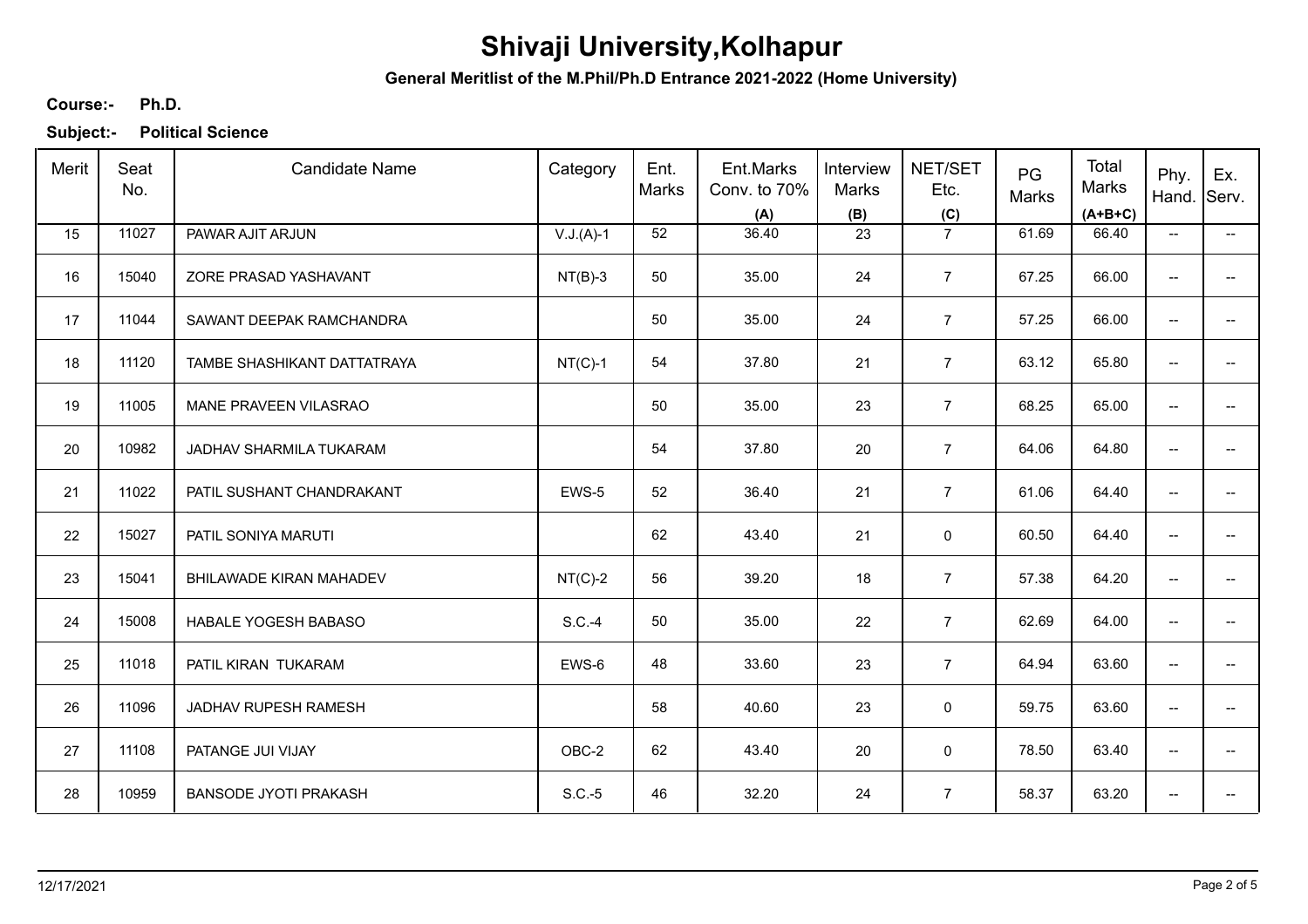# Shivaji University,Kolhapur

**General Meritlist of the M.Phil/Ph.D Entrance 2021-2022 (Home University)**

**Course:-** **Ph.D.**

**Subject:-** **Political Science**

| Merit | Seat No. | Candidate Name | Category | Ent. Marks | Ent.Marks Conv. to 70% (A) | Interview Marks (B) | NET/SET Etc. (C) | PG Marks | Total Marks (A+B+C) | Phy. Hand. | Ex. Serv. |
|---|---|---|---|---|---|---|---|---|---|---|---|
| 15 | 11027 | PAWAR AJIT ARJUN | V.J.(A)-1 | 52 | 36.40 | 23 | 7 | 61.69 | 66.40 | -- | -- |
| 16 | 15040 | ZORE PRASAD YASHAVANT | NT(B)-3 | 50 | 35.00 | 24 | 7 | 67.25 | 66.00 | -- | -- |
| 17 | 11044 | SAWANT DEEPAK RAMCHANDRA | | 50 | 35.00 | 24 | 7 | 57.25 | 66.00 | -- | -- |
| 18 | 11120 | TAMBE SHASHIKANT DATTATRAYA | NT(C)-1 | 54 | 37.80 | 21 | 7 | 63.12 | 65.80 | -- | -- |
| 19 | 11005 | MANE PRAVEEN VILASRAO | | 50 | 35.00 | 23 | 7 | 68.25 | 65.00 | -- | -- |
| 20 | 10982 | JADHAV SHARMILA TUKARAM | | 54 | 37.80 | 20 | 7 | 64.06 | 64.80 | -- | -- |
| 21 | 11022 | PATIL SUSHANT CHANDRAKANT | EWS-5 | 52 | 36.40 | 21 | 7 | 61.06 | 64.40 | -- | -- |
| 22 | 15027 | PATIL SONIYA MARUTI | | 62 | 43.40 | 21 | 0 | 60.50 | 64.40 | -- | -- |
| 23 | 15041 | BHILAWADE KIRAN MAHADEV | NT(C)-2 | 56 | 39.20 | 18 | 7 | 57.38 | 64.20 | -- | -- |
| 24 | 15008 | HABALE YOGESH BABASO | S.C.-4 | 50 | 35.00 | 22 | 7 | 62.69 | 64.00 | -- | -- |
| 25 | 11018 | PATIL KIRAN TUKARAM | EWS-6 | 48 | 33.60 | 23 | 7 | 64.94 | 63.60 | -- | -- |
| 26 | 11096 | JADHAV RUPESH RAMESH | | 58 | 40.60 | 23 | 0 | 59.75 | 63.60 | -- | -- |
| 27 | 11108 | PATANGE JUI VIJAY | OBC-2 | 62 | 43.40 | 20 | 0 | 78.50 | 63.40 | -- | -- |
| 28 | 10959 | BANSODE JYOTI PRAKASH | S.C.-5 | 46 | 32.20 | 24 | 7 | 58.37 | 63.20 | -- | -- |

12/17/2021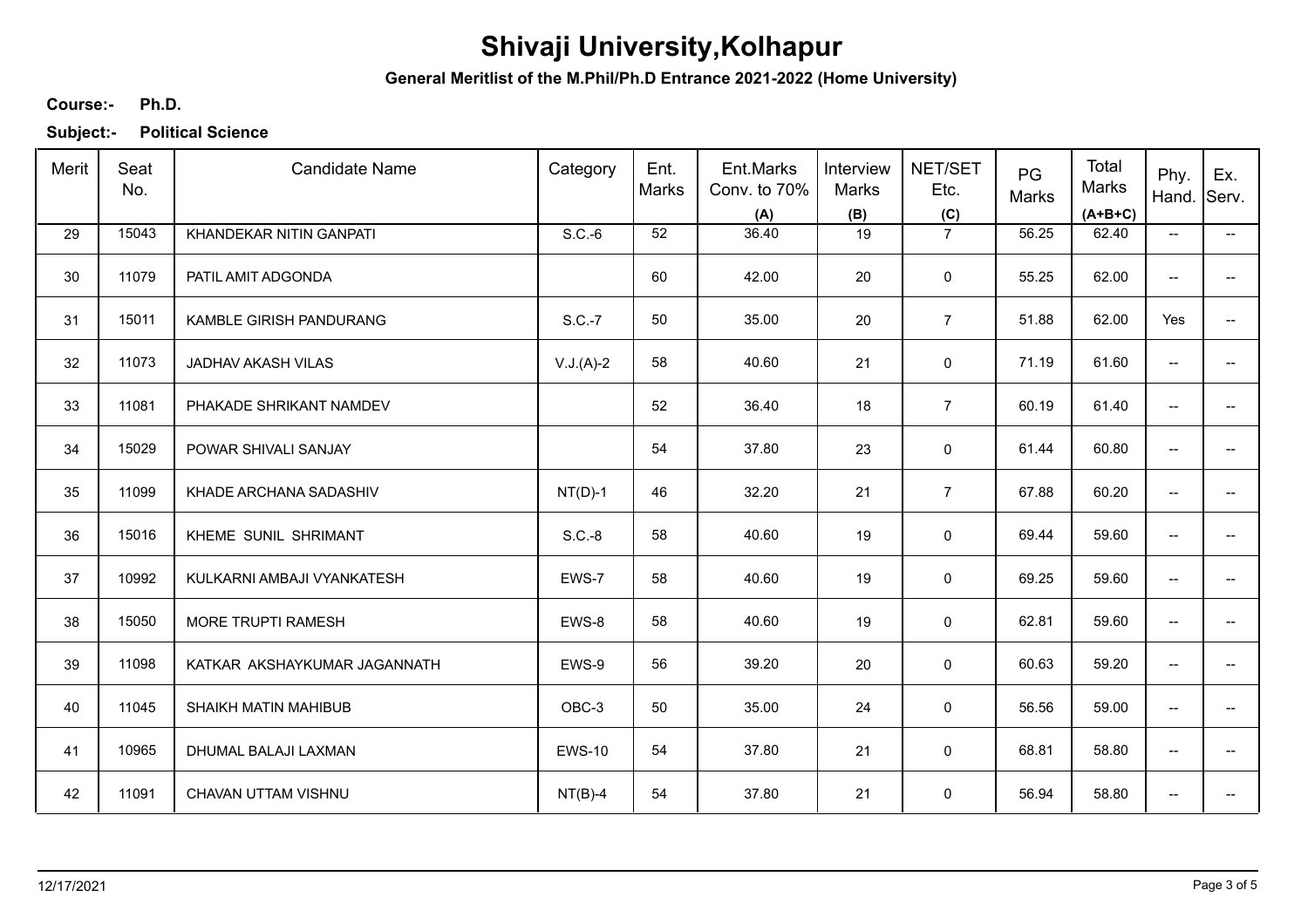# Shivaji University,Kolhapur

**General Meritlist of the M.Phil/Ph.D Entrance 2021-2022 (Home University)**

**Course:-** Ph.D.

**Subject:-** Political Science

| Merit | Seat No. | Candidate Name | Category | Ent. Marks | Ent.Marks Conv. to 70% (A) | Interview Marks (B) | NET/SET Etc. (C) | PG Marks | Total Marks (A+B+C) | Phy. Hand. | Ex. Serv. |
|---|---|---|---|---|---|---|---|---|---|---|---|
| 29 | 15043 | KHANDEKAR NITIN GANPATI | S.C.-6 | 52 | 36.40 | 19 | 7 | 56.25 | 62.40 | -- | -- |
| 30 | 11079 | PATIL AMIT ADGONDA | | 60 | 42.00 | 20 | 0 | 55.25 | 62.00 | -- | -- |
| 31 | 15011 | KAMBLE GIRISH PANDURANG | S.C.-7 | 50 | 35.00 | 20 | 7 | 51.88 | 62.00 | Yes | -- |
| 32 | 11073 | JADHAV AKASH VILAS | V.J.(A)-2 | 58 | 40.60 | 21 | 0 | 71.19 | 61.60 | -- | -- |
| 33 | 11081 | PHAKADE SHRIKANT NAMDEV | | 52 | 36.40 | 18 | 7 | 60.19 | 61.40 | -- | -- |
| 34 | 15029 | POWAR SHIVALI SANJAY | | 54 | 37.80 | 23 | 0 | 61.44 | 60.80 | -- | -- |
| 35 | 11099 | KHADE ARCHANA SADASHIV | NT(D)-1 | 46 | 32.20 | 21 | 7 | 67.88 | 60.20 | -- | -- |
| 36 | 15016 | KHEME SUNIL SHRIMANT | S.C.-8 | 58 | 40.60 | 19 | 0 | 69.44 | 59.60 | -- | -- |
| 37 | 10992 | KULKARNI AMBAJI VYANKATESH | EWS-7 | 58 | 40.60 | 19 | 0 | 69.25 | 59.60 | -- | -- |
| 38 | 15050 | MORE TRUPTI RAMESH | EWS-8 | 58 | 40.60 | 19 | 0 | 62.81 | 59.60 | -- | -- |
| 39 | 11098 | KATKAR AKSHAYKUMAR JAGANNATH | EWS-9 | 56 | 39.20 | 20 | 0 | 60.63 | 59.20 | -- | -- |
| 40 | 11045 | SHAIKH MATIN MAHIBUB | OBC-3 | 50 | 35.00 | 24 | 0 | 56.56 | 59.00 | -- | -- |
| 41 | 10965 | DHUMAL BALAJI LAXMAN | EWS-10 | 54 | 37.80 | 21 | 0 | 68.81 | 58.80 | -- | -- |
| 42 | 11091 | CHAVAN UTTAM VISHNU | NT(B)-4 | 54 | 37.80 | 21 | 0 | 56.94 | 58.80 | -- | -- |

12/17/2021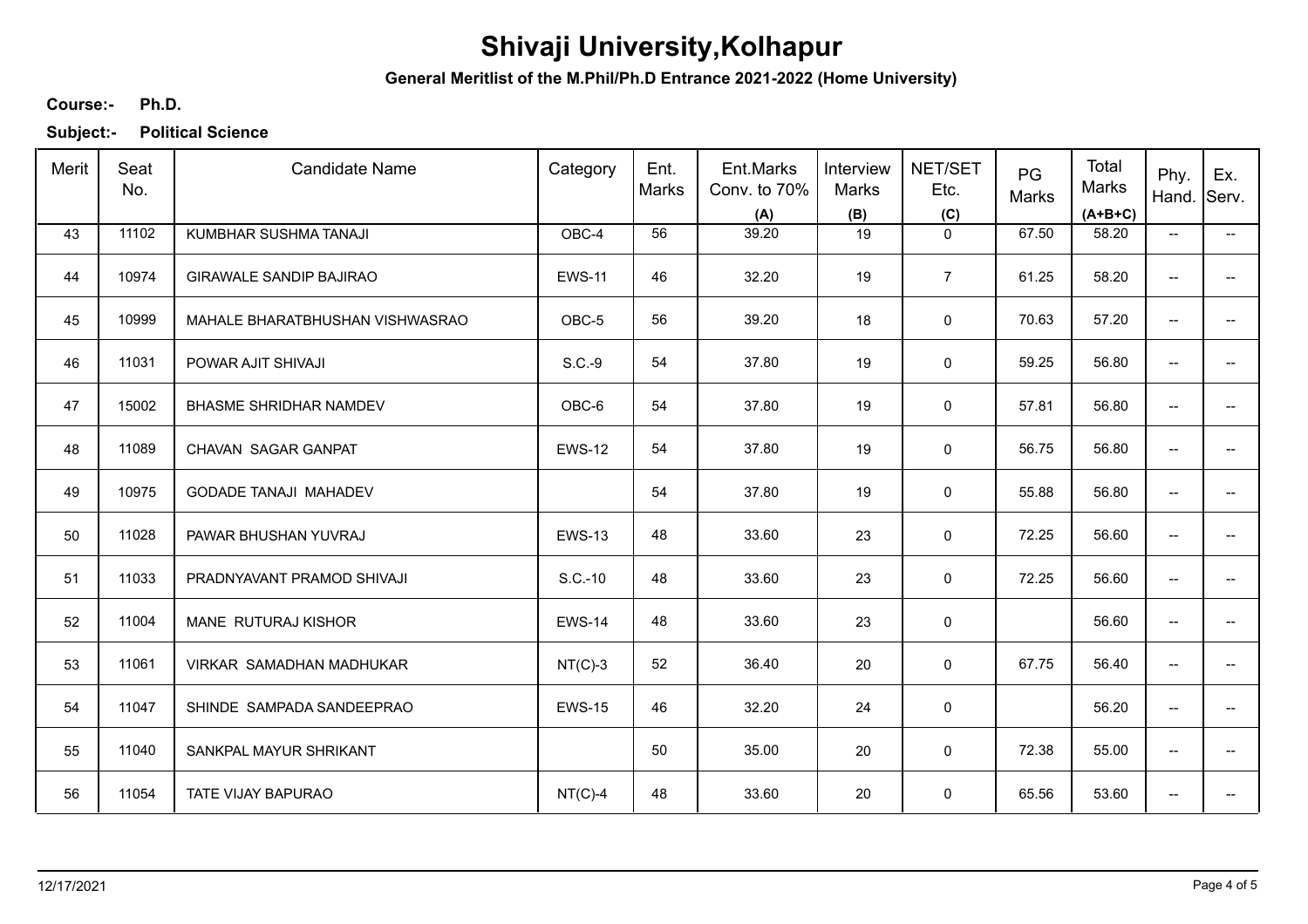# Shivaji University,Kolhapur

**General Meritlist of the M.Phil/Ph.D Entrance 2021-2022 (Home University)**

**Course:-** **Ph.D.**

**Subject:-** **Political Science**

| Merit | Seat No. | Candidate Name | Category | Ent. Marks | Ent.Marks Conv. to 70% (A) | Interview Marks (B) | NET/SET Etc. (C) | PG Marks | Total Marks (A+B+C) | Phy. Hand. | Ex. Serv. |
|---|---|---|---|---|---|---|---|---|---|---|---|
| 43 | 11102 | KUMBHAR SUSHMA TANAJI | OBC-4 | 56 | 39.20 | 19 | 0 | 67.50 | 58.20 | -- | -- |
| 44 | 10974 | GIRAWALE SANDIP BAJIRAO | EWS-11 | 46 | 32.20 | 19 | 7 | 61.25 | 58.20 | -- | -- |
| 45 | 10999 | MAHALE BHARATBHUSHAN VISHWASRAO | OBC-5 | 56 | 39.20 | 18 | 0 | 70.63 | 57.20 | -- | -- |
| 46 | 11031 | POWAR AJIT SHIVAJI | S.C.-9 | 54 | 37.80 | 19 | 0 | 59.25 | 56.80 | -- | -- |
| 47 | 15002 | BHASME SHRIDHAR NAMDEV | OBC-6 | 54 | 37.80 | 19 | 0 | 57.81 | 56.80 | -- | -- |
| 48 | 11089 | CHAVAN SAGAR GANPAT | EWS-12 | 54 | 37.80 | 19 | 0 | 56.75 | 56.80 | -- | -- |
| 49 | 10975 | GODADE TANAJI MAHADEV | | 54 | 37.80 | 19 | 0 | 55.88 | 56.80 | -- | -- |
| 50 | 11028 | PAWAR BHUSHAN YUVRAJ | EWS-13 | 48 | 33.60 | 23 | 0 | 72.25 | 56.60 | -- | -- |
| 51 | 11033 | PRADNYAVANT PRAMOD SHIVAJI | S.C.-10 | 48 | 33.60 | 23 | 0 | 72.25 | 56.60 | -- | -- |
| 52 | 11004 | MANE RUTURAJ KISHOR | EWS-14 | 48 | 33.60 | 23 | 0 | | 56.60 | -- | -- |
| 53 | 11061 | VIRKAR SAMADHAN MADHUKAR | NT(C)-3 | 52 | 36.40 | 20 | 0 | 67.75 | 56.40 | -- | -- |
| 54 | 11047 | SHINDE SAMPADA SANDEEPRAO | EWS-15 | 46 | 32.20 | 24 | 0 | | 56.20 | -- | -- |
| 55 | 11040 | SANKPAL MAYUR SHRIKANT | | 50 | 35.00 | 20 | 0 | 72.38 | 55.00 | -- | -- |
| 56 | 11054 | TATE VIJAY BAPURAO | NT(C)-4 | 48 | 33.60 | 20 | 0 | 65.56 | 53.60 | -- | -- |

12/17/2021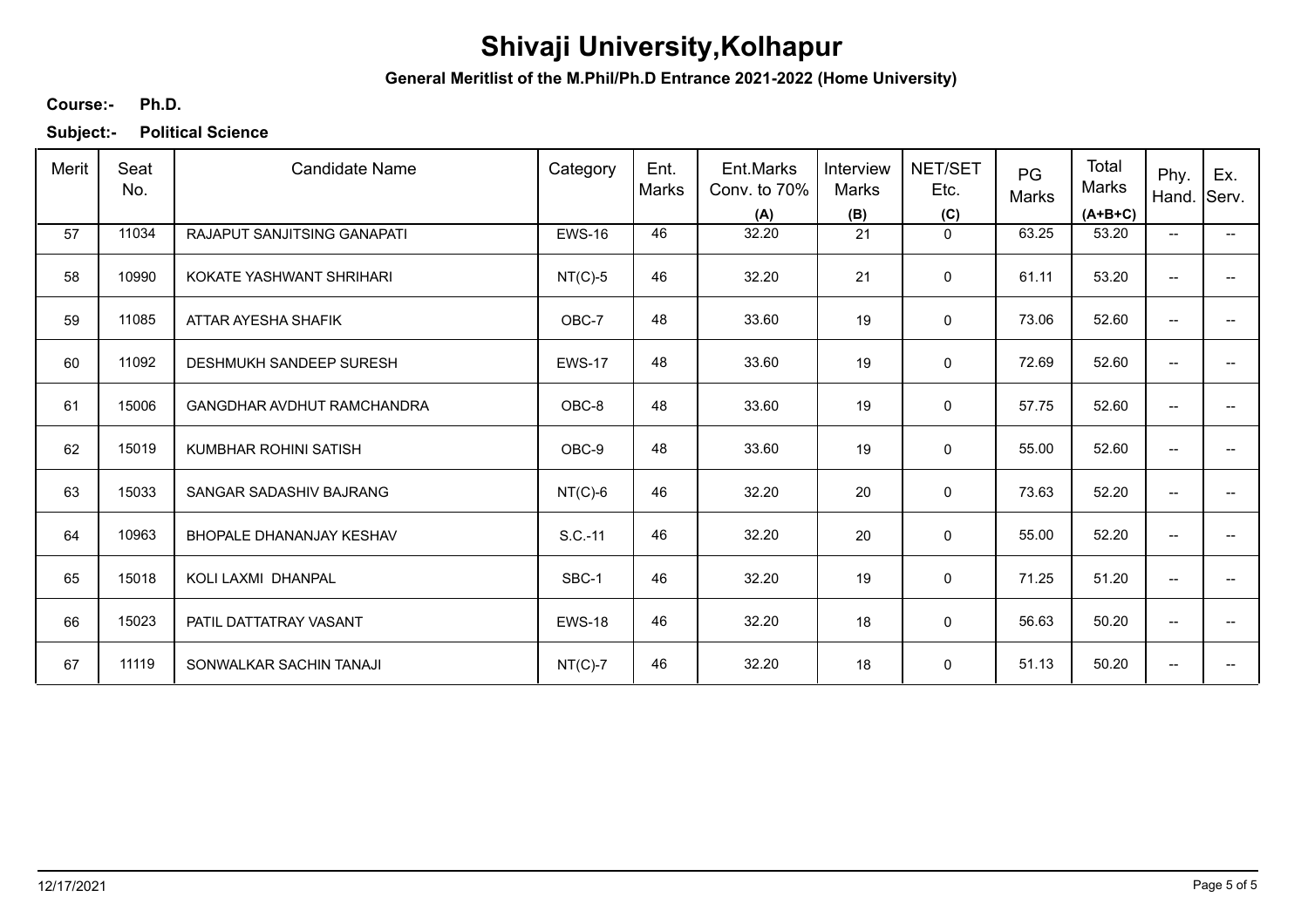# Shivaji University,Kolhapur

**General Meritlist of the M.Phil/Ph.D Entrance 2021-2022 (Home University)**

**Course:-** **Ph.D.**

**Subject:-** **Political Science**

| Merit | Seat No. | Candidate Name | Category | Ent. Marks | Ent.Marks Conv. to 70% (A) | Interview Marks (B) | NET/SET Etc. (C) | PG Marks | Total Marks (A+B+C) | Phy. Hand. | Ex. Serv. |
|---|---|---|---|---|---|---|---|---|---|---|---|
| 57 | 11034 | RAJAPUT SANJITSING GANAPATI | EWS-16 | 46 | 32.20 | 21 | 0 | 63.25 | 53.20 | -- | -- |
| 58 | 10990 | KOKATE YASHWANT SHRIHARI | NT(C)-5 | 46 | 32.20 | 21 | 0 | 61.11 | 53.20 | -- | -- |
| 59 | 11085 | ATTAR AYESHA SHAFIK | OBC-7 | 48 | 33.60 | 19 | 0 | 73.06 | 52.60 | -- | -- |
| 60 | 11092 | DESHMUKH SANDEEP SURESH | EWS-17 | 48 | 33.60 | 19 | 0 | 72.69 | 52.60 | -- | -- |
| 61 | 15006 | GANGDHAR AVDHUT RAMCHANDRA | OBC-8 | 48 | 33.60 | 19 | 0 | 57.75 | 52.60 | -- | -- |
| 62 | 15019 | KUMBHAR ROHINI SATISH | OBC-9 | 48 | 33.60 | 19 | 0 | 55.00 | 52.60 | -- | -- |
| 63 | 15033 | SANGAR SADASHIV BAJRANG | NT(C)-6 | 46 | 32.20 | 20 | 0 | 73.63 | 52.20 | -- | -- |
| 64 | 10963 | BHOPALE DHANANJAY KESHAV | S.C.-11 | 46 | 32.20 | 20 | 0 | 55.00 | 52.20 | -- | -- |
| 65 | 15018 | KOLI LAXMI DHANPAL | SBC-1 | 46 | 32.20 | 19 | 0 | 71.25 | 51.20 | -- | -- |
| 66 | 15023 | PATIL DATTATRAY VASANT | EWS-18 | 46 | 32.20 | 18 | 0 | 56.63 | 50.20 | -- | -- |
| 67 | 11119 | SONWALKAR SACHIN TANAJI | NT(C)-7 | 46 | 32.20 | 18 | 0 | 51.13 | 50.20 | -- | -- |

12/17/2021